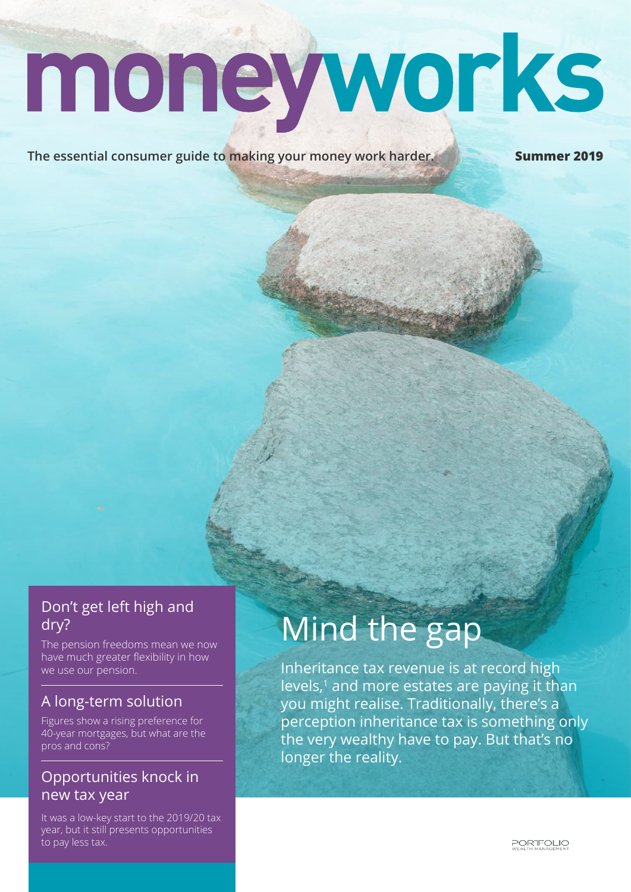# moneyworks

**The essential consumer guide to making your money work harder.**

**Summer 2019**

## Mind the gap

Inheritance tax revenue is at record high levels,[1] and more estates are paying it than you might realise. Traditionally, there's a perception inheritance tax is something only the very wealthy have to pay. But that's no longer the reality.

### Don't get left high and dry?

The pension freedoms mean we now have much greater flexibility in how we use our pension.

### A long-term solution

Figures show a rising preference for 40-year mortgages, but what are the pros and cons?

### Opportunities knock in new tax year

It was a low-key start to the 2019/20 tax year, but it still presents opportunities to pay less tax.

PORTFOLIO WEALTH MANAGEMENT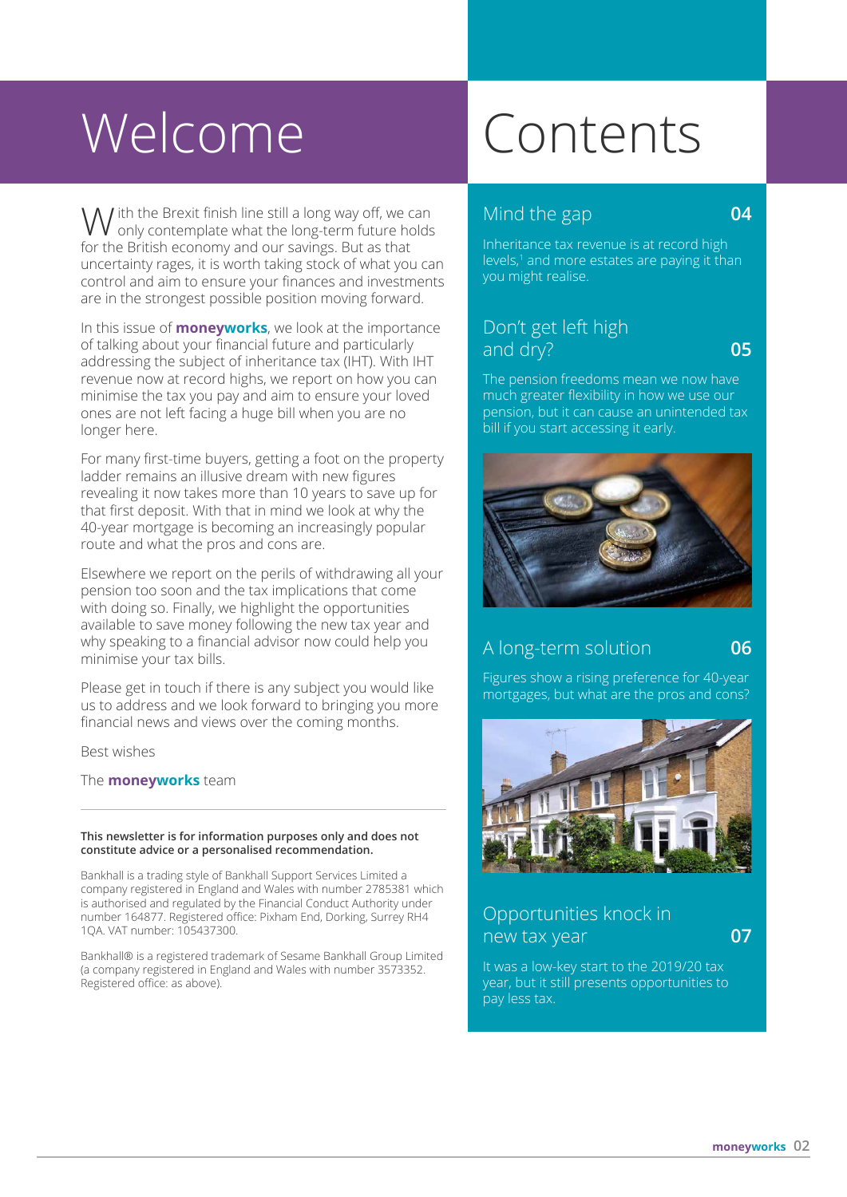# Welcome

With the Brexit finish line still a long way off, we can only contemplate what the long-term future holds for the British economy and our savings. But as that uncertainty rages, it is worth taking stock of what you can control and aim to ensure your finances and investments are in the strongest possible position moving forward.

In this issue of **moneyworks**, we look at the importance of talking about your financial future and particularly addressing the subject of inheritance tax (IHT). With IHT revenue now at record highs, we report on how you can minimise the tax you pay and aim to ensure your loved ones are not left facing a huge bill when you are no longer here.

For many first-time buyers, getting a foot on the property ladder remains an illusive dream with new figures revealing it now takes more than 10 years to save up for that first deposit. With that in mind we look at why the 40-year mortgage is becoming an increasingly popular route and what the pros and cons are.

Elsewhere we report on the perils of withdrawing all your pension too soon and the tax implications that come with doing so. Finally, we highlight the opportunities available to save money following the new tax year and why speaking to a financial advisor now could help you minimise your tax bills.

Please get in touch if there is any subject you would like us to address and we look forward to bringing you more financial news and views over the coming months.

Best wishes

The **moneyworks** team

---

**This newsletter is for information purposes only and does not constitute advice or a personalised recommendation.**

Bankhall is a trading style of Bankhall Support Services Limited a company registered in England and Wales with number 2785381 which is authorised and regulated by the Financial Conduct Authority under number 164877. Registered office: Pixham End, Dorking, Surrey RH4 1QA. VAT number: 105437300.

Bankhall® is a registered trademark of Sesame Bankhall Group Limited (a company registered in England and Wales with number 3573352. Registered office: as above).

# Contents

## Mind the gap — 04

Inheritance tax revenue is at record high levels,[1] and more estates are paying it than you might realise.

## Don't get left high and dry? — 05

The pension freedoms mean we now have much greater flexibility in how we use our pension, but it can cause an unintended tax bill if you start accessing it early.

## A long-term solution — 06

Figures show a rising preference for 40-year mortgages, but what are the pros and cons?

## Opportunities knock in new tax year — 07

It was a low-key start to the 2019/20 tax year, but it still presents opportunities to pay less tax.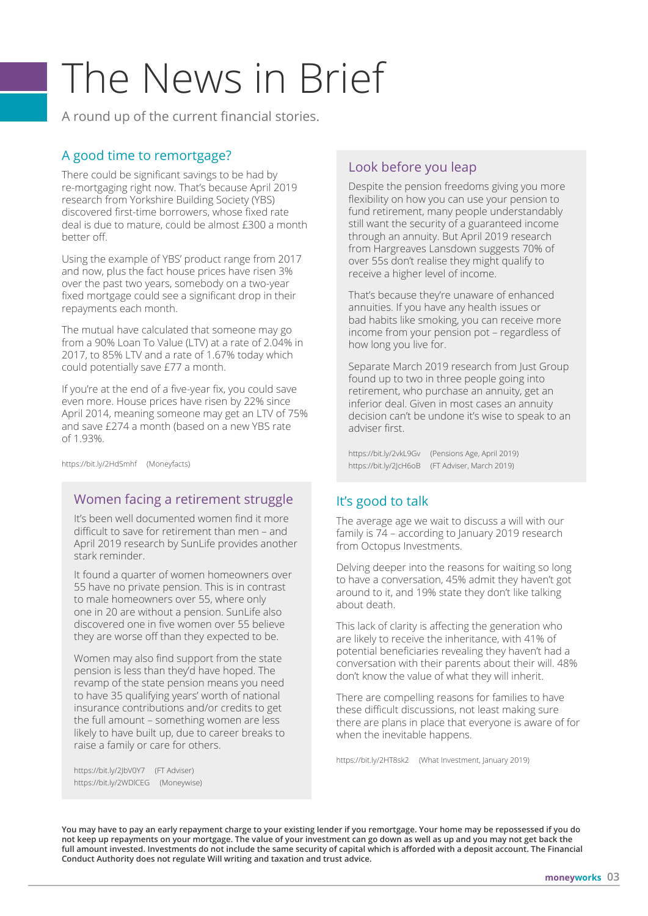# The News in Brief

A round up of the current financial stories.

## A good time to remortgage?

There could be significant savings to be had by re-mortgaging right now. That's because April 2019 research from Yorkshire Building Society (YBS) discovered first-time borrowers, whose fixed rate deal is due to mature, could be almost £300 a month better off.

Using the example of YBS' product range from 2017 and now, plus the fact house prices have risen 3% over the past two years, somebody on a two-year fixed mortgage could see a significant drop in their repayments each month.

The mutual have calculated that someone may go from a 90% Loan To Value (LTV) at a rate of 2.04% in 2017, to 85% LTV and a rate of 1.67% today which could potentially save £77 a month.

If you're at the end of a five-year fix, you could save even more. House prices have risen by 22% since April 2014, meaning someone may get an LTV of 75% and save £274 a month (based on a new YBS rate of 1.93%.

https://bit.ly/2HdSmhf (Moneyfacts)

## Women facing a retirement struggle

It's been well documented women find it more difficult to save for retirement than men – and April 2019 research by SunLife provides another stark reminder.

It found a quarter of women homeowners over 55 have no private pension. This is in contrast to male homeowners over 55, where only one in 20 are without a pension. SunLife also discovered one in five women over 55 believe they are worse off than they expected to be.

Women may also find support from the state pension is less than they'd have hoped. The revamp of the state pension means you need to have 35 qualifying years' worth of national insurance contributions and/or credits to get the full amount – something women are less likely to have built up, due to career breaks to raise a family or care for others.

https://bit.ly/2JbV0Y7 (FT Adviser)
https://bit.ly/2WDlCEG (Moneywise)

## Look before you leap

Despite the pension freedoms giving you more flexibility on how you can use your pension to fund retirement, many people understandably still want the security of a guaranteed income through an annuity. But April 2019 research from Hargreaves Lansdown suggests 70% of over 55s don't realise they might qualify to receive a higher level of income.

That's because they're unaware of enhanced annuities. If you have any health issues or bad habits like smoking, you can receive more income from your pension pot – regardless of how long you live for.

Separate March 2019 research from Just Group found up to two in three people going into retirement, who purchase an annuity, get an inferior deal. Given in most cases an annuity decision can't be undone it's wise to speak to an adviser first.

https://bit.ly/2vkL9Gv (Pensions Age, April 2019)
https://bit.ly/2JcH6oB (FT Adviser, March 2019)

## It's good to talk

The average age we wait to discuss a will with our family is 74 – according to January 2019 research from Octopus Investments.

Delving deeper into the reasons for waiting so long to have a conversation, 45% admit they haven't got around to it, and 19% state they don't like talking about death.

This lack of clarity is affecting the generation who are likely to receive the inheritance, with 41% of potential beneficiaries revealing they haven't had a conversation with their parents about their will. 48% don't know the value of what they will inherit.

There are compelling reasons for families to have these difficult discussions, not least making sure there are plans in place that everyone is aware of for when the inevitable happens.

https://bit.ly/2HT8sk2 (What Investment, January 2019)

**You may have to pay an early repayment charge to your existing lender if you remortgage. Your home may be repossessed if you do not keep up repayments on your mortgage. The value of your investment can go down as well as up and you may not get back the full amount invested. Investments do not include the same security of capital which is afforded with a deposit account. The Financial Conduct Authority does not regulate Will writing and taxation and trust advice.**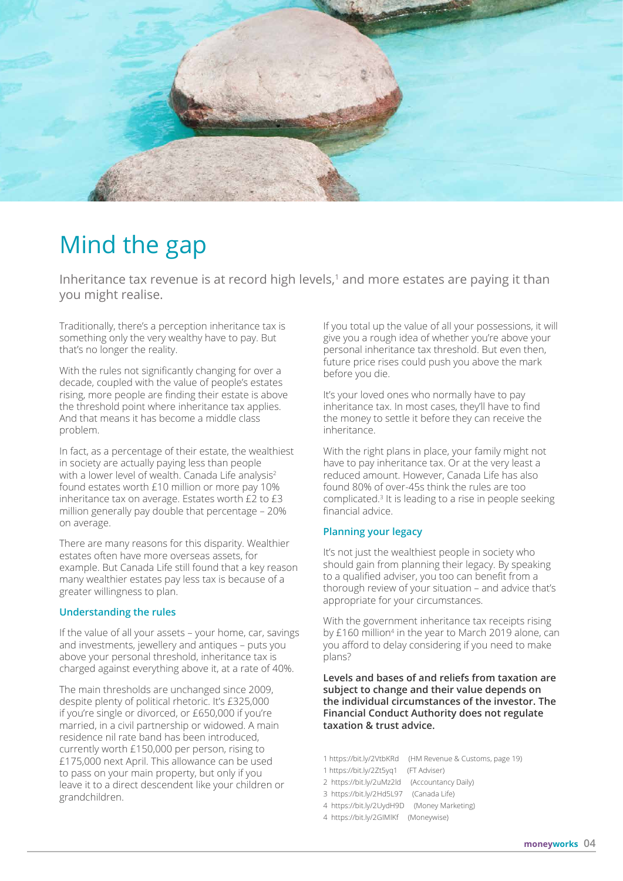# Mind the gap

Inheritance tax revenue is at record high levels,[1] and more estates are paying it than you might realise.

Traditionally, there's a perception inheritance tax is something only the very wealthy have to pay. But that's no longer the reality.

With the rules not significantly changing for over a decade, coupled with the value of people's estates rising, more people are finding their estate is above the threshold point where inheritance tax applies. And that means it has become a middle class problem.

In fact, as a percentage of their estate, the wealthiest in society are actually paying less than people with a lower level of wealth. Canada Life analysis[2] found estates worth £10 million or more pay 10% inheritance tax on average. Estates worth £2 to £3 million generally pay double that percentage – 20% on average.

There are many reasons for this disparity. Wealthier estates often have more overseas assets, for example. But Canada Life still found that a key reason many wealthier estates pay less tax is because of a greater willingness to plan.

### Understanding the rules

If the value of all your assets – your home, car, savings and investments, jewellery and antiques – puts you above your personal threshold, inheritance tax is charged against everything above it, at a rate of 40%.

The main thresholds are unchanged since 2009, despite plenty of political rhetoric. It's £325,000 if you're single or divorced, or £650,000 if you're married, in a civil partnership or widowed. A main residence nil rate band has been introduced, currently worth £150,000 per person, rising to £175,000 next April. This allowance can be used to pass on your main property, but only if you leave it to a direct descendent like your children or grandchildren.

If you total up the value of all your possessions, it will give you a rough idea of whether you're above your personal inheritance tax threshold. But even then, future price rises could push you above the mark before you die.

It's your loved ones who normally have to pay inheritance tax. In most cases, they'll have to find the money to settle it before they can receive the inheritance.

With the right plans in place, your family might not have to pay inheritance tax. Or at the very least a reduced amount. However, Canada Life has also found 80% of over-45s think the rules are too complicated.[3] It is leading to a rise in people seeking financial advice.

### Planning your legacy

It's not just the wealthiest people in society who should gain from planning their legacy. By speaking to a qualified adviser, you too can benefit from a thorough review of your situation – and advice that's appropriate for your circumstances.

With the government inheritance tax receipts rising by £160 million[4] in the year to March 2019 alone, can you afford to delay considering if you need to make plans?

**Levels and bases of and reliefs from taxation are subject to change and their value depends on the individual circumstances of the investor. The Financial Conduct Authority does not regulate taxation & trust advice.**

1 https://bit.ly/2VtbKRd (HM Revenue & Customs, page 19)
1 https://bit.ly/2Zt5yq1 (FT Adviser)
2 https://bit.ly/2uMz2ld (Accountancy Daily)
3 https://bit.ly/2Hd5L97 (Canada Life)
4 https://bit.ly/2UydH9D (Money Marketing)
4 https://bit.ly/2GlMlKf (Moneywise)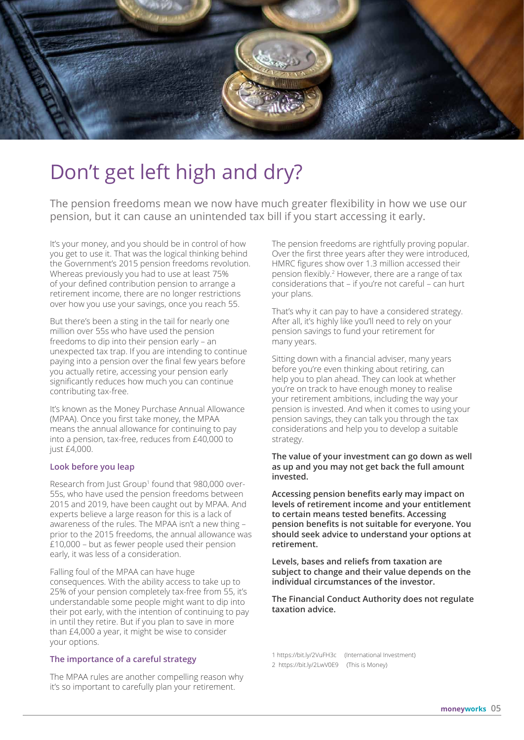# Don't get left high and dry?

The pension freedoms mean we now have much greater flexibility in how we use our pension, but it can cause an unintended tax bill if you start accessing it early.

It's your money, and you should be in control of how you get to use it. That was the logical thinking behind the Government's 2015 pension freedoms revolution. Whereas previously you had to use at least 75% of your defined contribution pension to arrange a retirement income, there are no longer restrictions over how you use your savings, once you reach 55.

But there's been a sting in the tail for nearly one million over 55s who have used the pension freedoms to dip into their pension early – an unexpected tax trap. If you are intending to continue paying into a pension over the final few years before you actually retire, accessing your pension early significantly reduces how much you can continue contributing tax-free.

It's known as the Money Purchase Annual Allowance (MPAA). Once you first take money, the MPAA means the annual allowance for continuing to pay into a pension, tax-free, reduces from £40,000 to just £4,000.

### Look before you leap

Research from Just Group[1] found that 980,000 over-55s, who have used the pension freedoms between 2015 and 2019, have been caught out by MPAA. And experts believe a large reason for this is a lack of awareness of the rules. The MPAA isn't a new thing – prior to the 2015 freedoms, the annual allowance was £10,000 – but as fewer people used their pension early, it was less of a consideration.

Falling foul of the MPAA can have huge consequences. With the ability access to take up to 25% of your pension completely tax-free from 55, it's understandable some people might want to dip into their pot early, with the intention of continuing to pay in until they retire. But if you plan to save in more than £4,000 a year, it might be wise to consider your options.

### The importance of a careful strategy

The MPAA rules are another compelling reason why it's so important to carefully plan your retirement.

The pension freedoms are rightfully proving popular. Over the first three years after they were introduced, HMRC figures show over 1.3 million accessed their pension flexibly.[2] However, there are a range of tax considerations that – if you're not careful – can hurt your plans.

That's why it can pay to have a considered strategy. After all, it's highly like you'll need to rely on your pension savings to fund your retirement for many years.

Sitting down with a financial adviser, many years before you're even thinking about retiring, can help you to plan ahead. They can look at whether you're on track to have enough money to realise your retirement ambitions, including the way your pension is invested. And when it comes to using your pension savings, they can talk you through the tax considerations and help you to develop a suitable strategy.

**The value of your investment can go down as well as up and you may not get back the full amount invested.**

**Accessing pension benefits early may impact on levels of retirement income and your entitlement to certain means tested benefits. Accessing pension benefits is not suitable for everyone. You should seek advice to understand your options at retirement.**

**Levels, bases and reliefs from taxation are subject to change and their value depends on the individual circumstances of the investor.**

**The Financial Conduct Authority does not regulate taxation advice.**

1 https://bit.ly/2VuFH3c (International Investment)
2 https://bit.ly/2LwV0E9 (This is Money)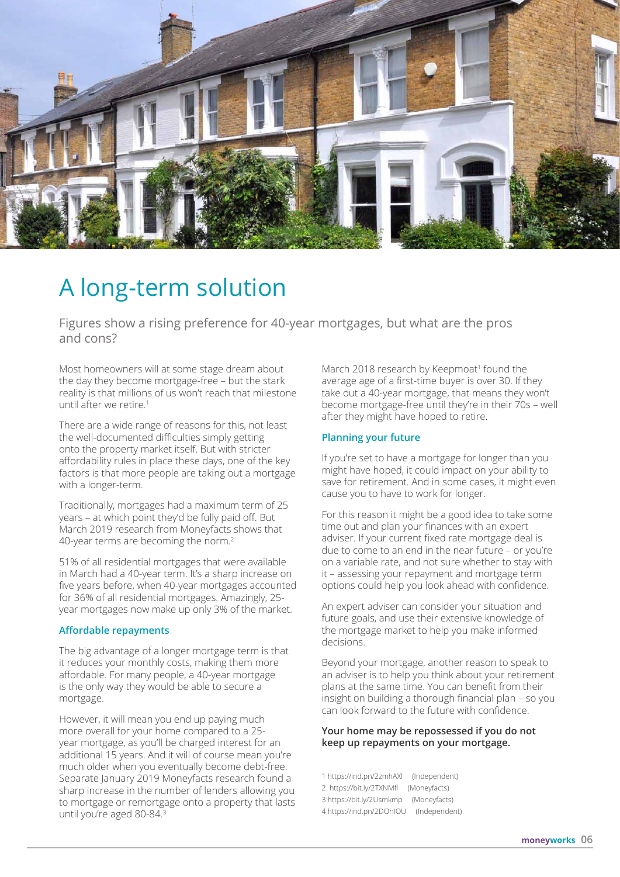# A long-term solution

Figures show a rising preference for 40-year mortgages, but what are the pros and cons?

Most homeowners will at some stage dream about the day they become mortgage-free – but the stark reality is that millions of us won't reach that milestone until after we retire.[1]

There are a wide range of reasons for this, not least the well-documented difficulties simply getting onto the property market itself. But with stricter affordability rules in place these days, one of the key factors is that more people are taking out a mortgage with a longer-term.

Traditionally, mortgages had a maximum term of 25 years – at which point they'd be fully paid off. But March 2019 research from Moneyfacts shows that 40-year terms are becoming the norm.[2]

51% of all residential mortgages that were available in March had a 40-year term. It's a sharp increase on five years before, when 40-year mortgages accounted for 36% of all residential mortgages. Amazingly, 25-year mortgages now make up only 3% of the market.

### Affordable repayments

The big advantage of a longer mortgage term is that it reduces your monthly costs, making them more affordable. For many people, a 40-year mortgage is the only way they would be able to secure a mortgage.

However, it will mean you end up paying much more overall for your home compared to a 25-year mortgage, as you'll be charged interest for an additional 15 years. And it will of course mean you're much older when you eventually become debt-free. Separate January 2019 Moneyfacts research found a sharp increase in the number of lenders allowing you to mortgage or remortgage onto a property that lasts until you're aged 80-84.[3]

March 2018 research by Keepmoat[1] found the average age of a first-time buyer is over 30. If they take out a 40-year mortgage, that means they won't become mortgage-free until they're in their 70s – well after they might have hoped to retire.

### Planning your future

If you're set to have a mortgage for longer than you might have hoped, it could impact on your ability to save for retirement. And in some cases, it might even cause you to have to work for longer.

For this reason it might be a good idea to take some time out and plan your finances with an expert adviser. If your current fixed rate mortgage deal is due to come to an end in the near future – or you're on a variable rate, and not sure whether to stay with it – assessing your repayment and mortgage term options could help you look ahead with confidence.

An expert adviser can consider your situation and future goals, and use their extensive knowledge of the mortgage market to help you make informed decisions.

Beyond your mortgage, another reason to speak to an adviser is to help you think about your retirement plans at the same time. You can benefit from their insight on building a thorough financial plan – so you can look forward to the future with confidence.

**Your home may be repossessed if you do not keep up repayments on your mortgage.**

1 https://ind.pn/2zmhAXl (Independent)
2 https://bit.ly/2TXNMfl (Moneyfacts)
3 https://bit.ly/2Usmkmp (Moneyfacts)
4 https://ind.pn/2DOhIOU (Independent)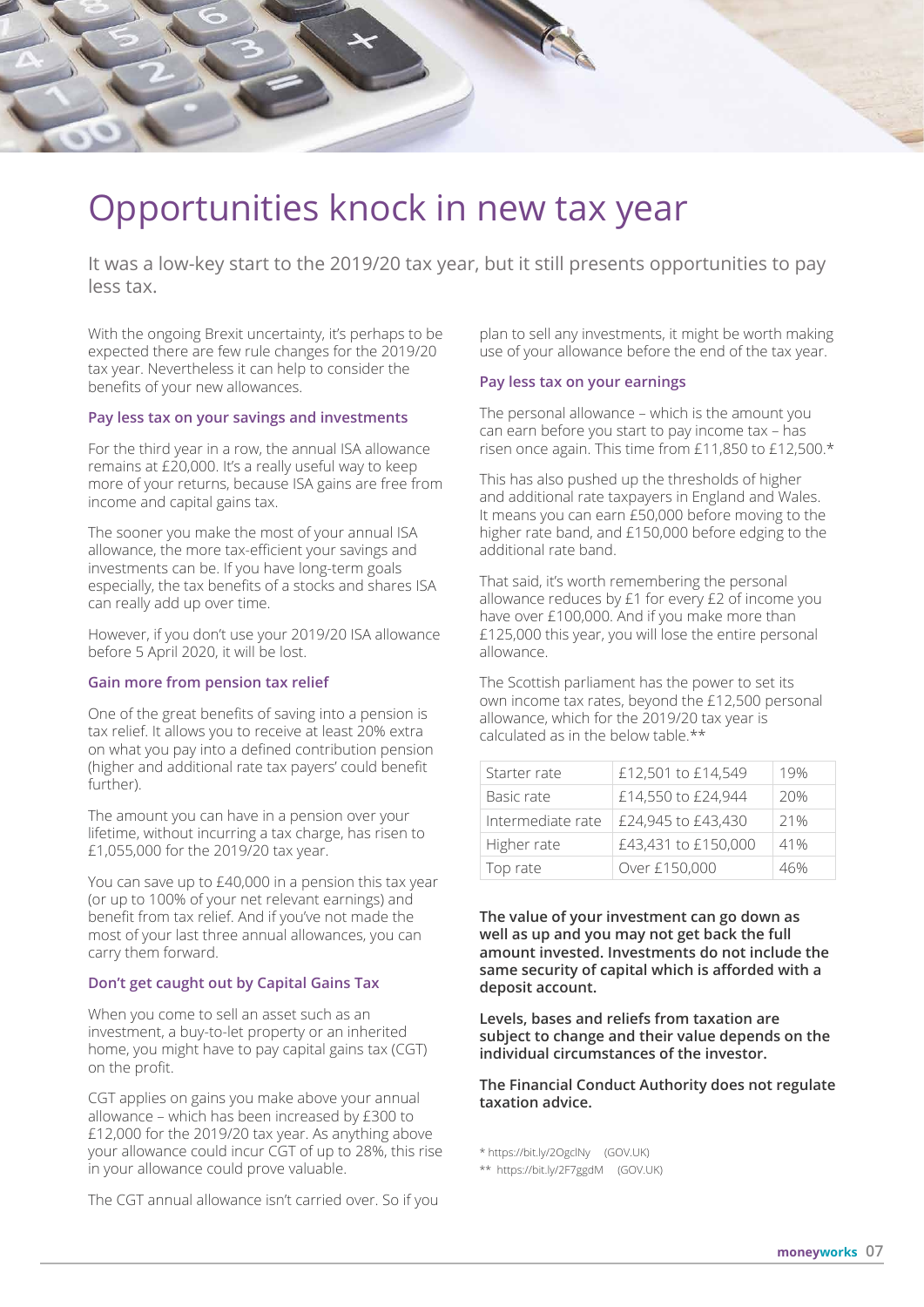# Opportunities knock in new tax year

It was a low-key start to the 2019/20 tax year, but it still presents opportunities to pay less tax.

With the ongoing Brexit uncertainty, it's perhaps to be expected there are few rule changes for the 2019/20 tax year. Nevertheless it can help to consider the benefits of your new allowances.

### Pay less tax on your savings and investments

For the third year in a row, the annual ISA allowance remains at £20,000. It's a really useful way to keep more of your returns, because ISA gains are free from income and capital gains tax.

The sooner you make the most of your annual ISA allowance, the more tax-efficient your savings and investments can be. If you have long-term goals especially, the tax benefits of a stocks and shares ISA can really add up over time.

However, if you don't use your 2019/20 ISA allowance before 5 April 2020, it will be lost.

### Gain more from pension tax relief

One of the great benefits of saving into a pension is tax relief. It allows you to receive at least 20% extra on what you pay into a defined contribution pension (higher and additional rate tax payers' could benefit further).

The amount you can have in a pension over your lifetime, without incurring a tax charge, has risen to £1,055,000 for the 2019/20 tax year.

You can save up to £40,000 in a pension this tax year (or up to 100% of your net relevant earnings) and benefit from tax relief. And if you've not made the most of your last three annual allowances, you can carry them forward.

### Don't get caught out by Capital Gains Tax

When you come to sell an asset such as an investment, a buy-to-let property or an inherited home, you might have to pay capital gains tax (CGT) on the profit.

CGT applies on gains you make above your annual allowance – which has been increased by £300 to £12,000 for the 2019/20 tax year. As anything above your allowance could incur CGT of up to 28%, this rise in your allowance could prove valuable.

The CGT annual allowance isn't carried over. So if you plan to sell any investments, it might be worth making use of your allowance before the end of the tax year.

### Pay less tax on your earnings

The personal allowance – which is the amount you can earn before you start to pay income tax – has risen once again. This time from £11,850 to £12,500.*

This has also pushed up the thresholds of higher and additional rate taxpayers in England and Wales. It means you can earn £50,000 before moving to the higher rate band, and £150,000 before edging to the additional rate band.

That said, it's worth remembering the personal allowance reduces by £1 for every £2 of income you have over £100,000. And if you make more than £125,000 this year, you will lose the entire personal allowance.

The Scottish parliament has the power to set its own income tax rates, beyond the £12,500 personal allowance, which for the 2019/20 tax year is calculated as in the below table.**

| | | |
|---|---|---|
| Starter rate | £12,501 to £14,549 | 19% |
| Basic rate | £14,550 to £24,944 | 20% |
| Intermediate rate | £24,945 to £43,430 | 21% |
| Higher rate | £43,431 to £150,000 | 41% |
| Top rate | Over £150,000 | 46% |

**The value of your investment can go down as well as up and you may not get back the full amount invested. Investments do not include the same security of capital which is afforded with a deposit account.**

**Levels, bases and reliefs from taxation are subject to change and their value depends on the individual circumstances of the investor.**

**The Financial Conduct Authority does not regulate taxation advice.**

* https://bit.ly/2OgclNy (GOV.UK)
** https://bit.ly/2F7ggdM (GOV.UK)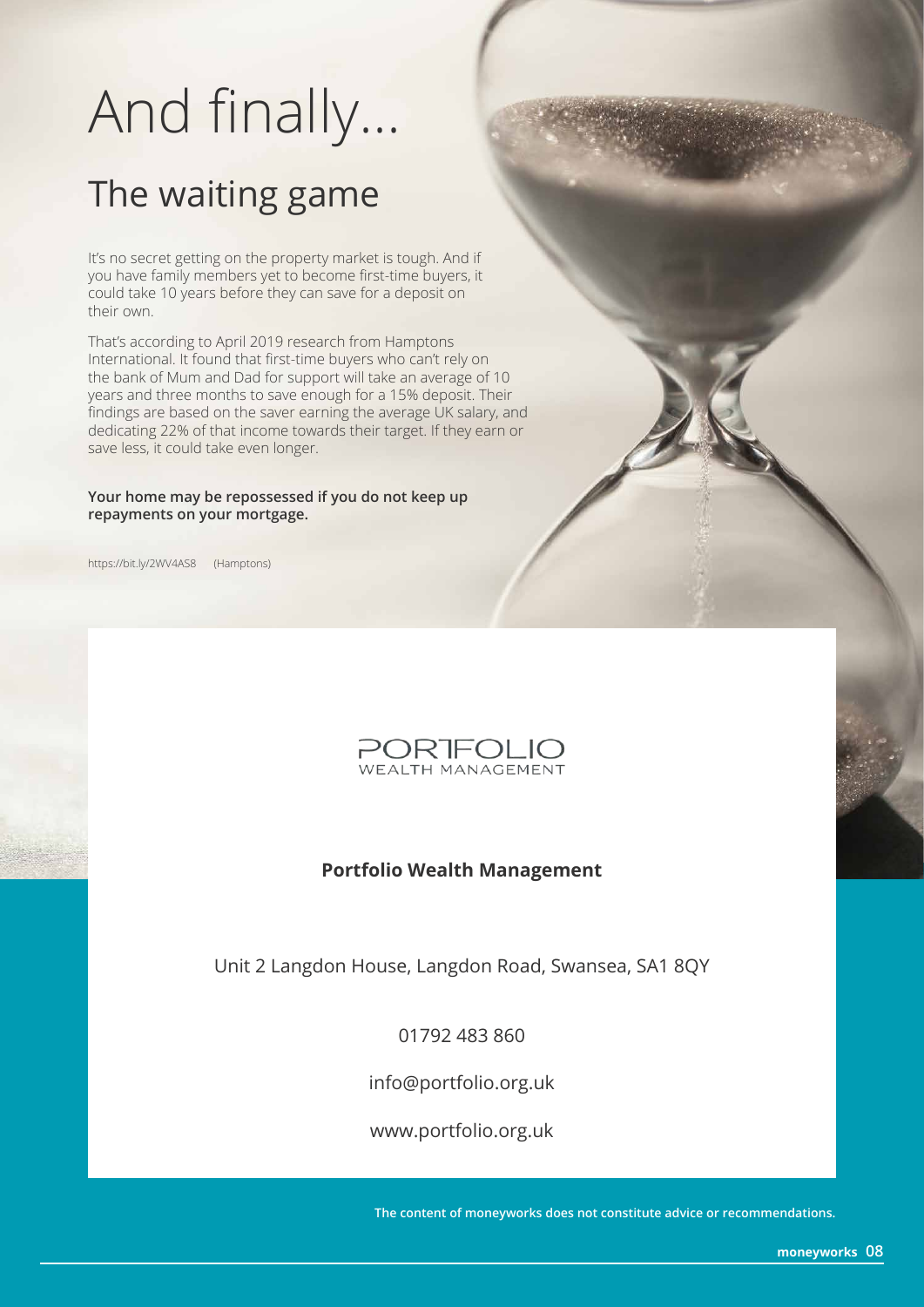# And finally...

## The waiting game

It's no secret getting on the property market is tough. And if you have family members yet to become first-time buyers, it could take 10 years before they can save for a deposit on their own.

That's according to April 2019 research from Hamptons International. It found that first-time buyers who can't rely on the bank of Mum and Dad for support will take an average of 10 years and three months to save enough for a 15% deposit. Their findings are based on the saver earning the average UK salary, and dedicating 22% of that income towards their target. If they earn or save less, it could take even longer.

**Your home may be repossessed if you do not keep up repayments on your mortgage.**

https://bit.ly/2WV4AS8 (Hamptons)

PORTFOLIO
WEALTH MANAGEMENT

**Portfolio Wealth Management**

Unit 2 Langdon House, Langdon Road, Swansea, SA1 8QY

01792 483 860

info@portfolio.org.uk

www.portfolio.org.uk

**The content of moneyworks does not constitute advice or recommendations.**